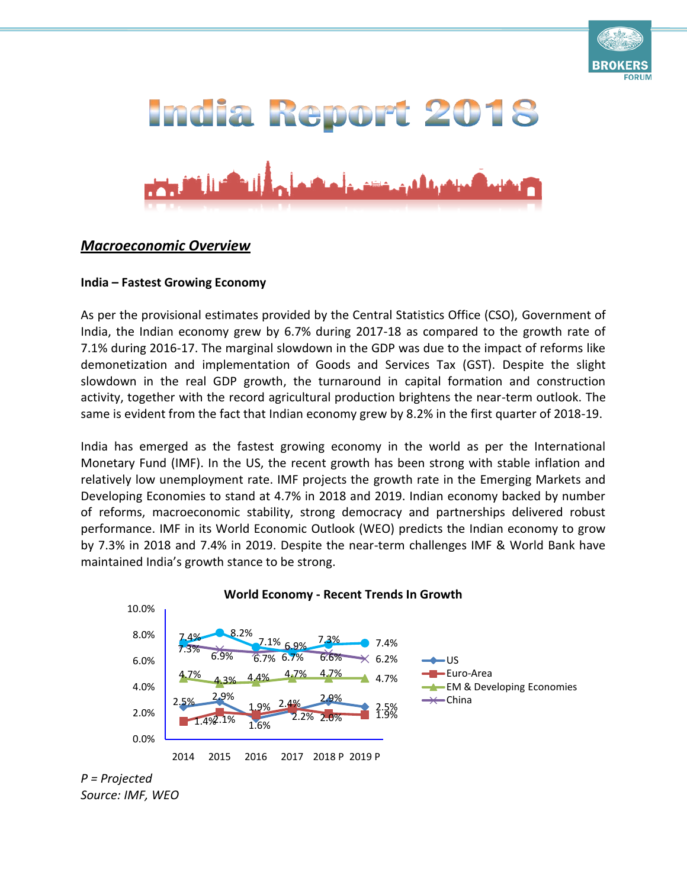# India Report 2018

## *Macroeconomic Overview*

### India – Fastest Growing Economy

As per the provisional estimates provided by the Central Statistics Office (CSO), Government of India, the Indian economy grew by 6.7% during 2017-18 as compared to the growth rate of 7.1% during 2016-17. The marginal slowdown in the GDP was due to the impact of reforms like demonetization and implementation of Goods and Services Tax (GST). Despite the slight slowdown in the real GDP growth, the turnaround in capital formation and construction activity, together with the record agricultural production brightens the near-term outlook. The same is evident from the fact that Indian economy grew by 8.2% in the first quarter of 2018-19.

India has emerged as the fastest growing economy in the world as per the International Monetary Fund (IMF). In the US, the recent growth has been strong with stable inflation and relatively low unemployment rate. IMF projects the growth rate in the Emerging Markets and Developing Economies to stand at 4.7% in 2018 and 2019. Indian economy backed by number of reforms, macroeconomic stability, strong democracy and partnerships delivered robust performance. IMF in its World Economic Outlook (WEO) predicts the Indian economy to grow by 7.3% in 2018 and 7.4% in 2019. Despite the near-term challenges IMF & World Bank have maintained India's growth stance to be strong.

**World Economy - Recent Trends In Growth**

| | 2014 | 2015 | 2016 | 2017 | 2018 P | 2019 P |
|---|---|---|---|---|---|---|
| India | 7.4% | 8.2% | 7.1% | 6.7% | 7.3% | 7.4% |
| US | 2.5% | 2.9% | 1.6% | 2.2% | 2.9% | 2.5% |
| Euro-Area | 1.4% | 2.1% | 1.9% | 2.4% | 2.0% | 1.9% |
| EM & Developing Economies | 4.7% | 4.3% | 4.4% | 4.7% | 4.7% | 4.7% |
| China | 7.3% | 6.9% | 6.7% | 6.9% | 6.6% | 6.2% |

*P = Projected*
*Source: IMF, WEO*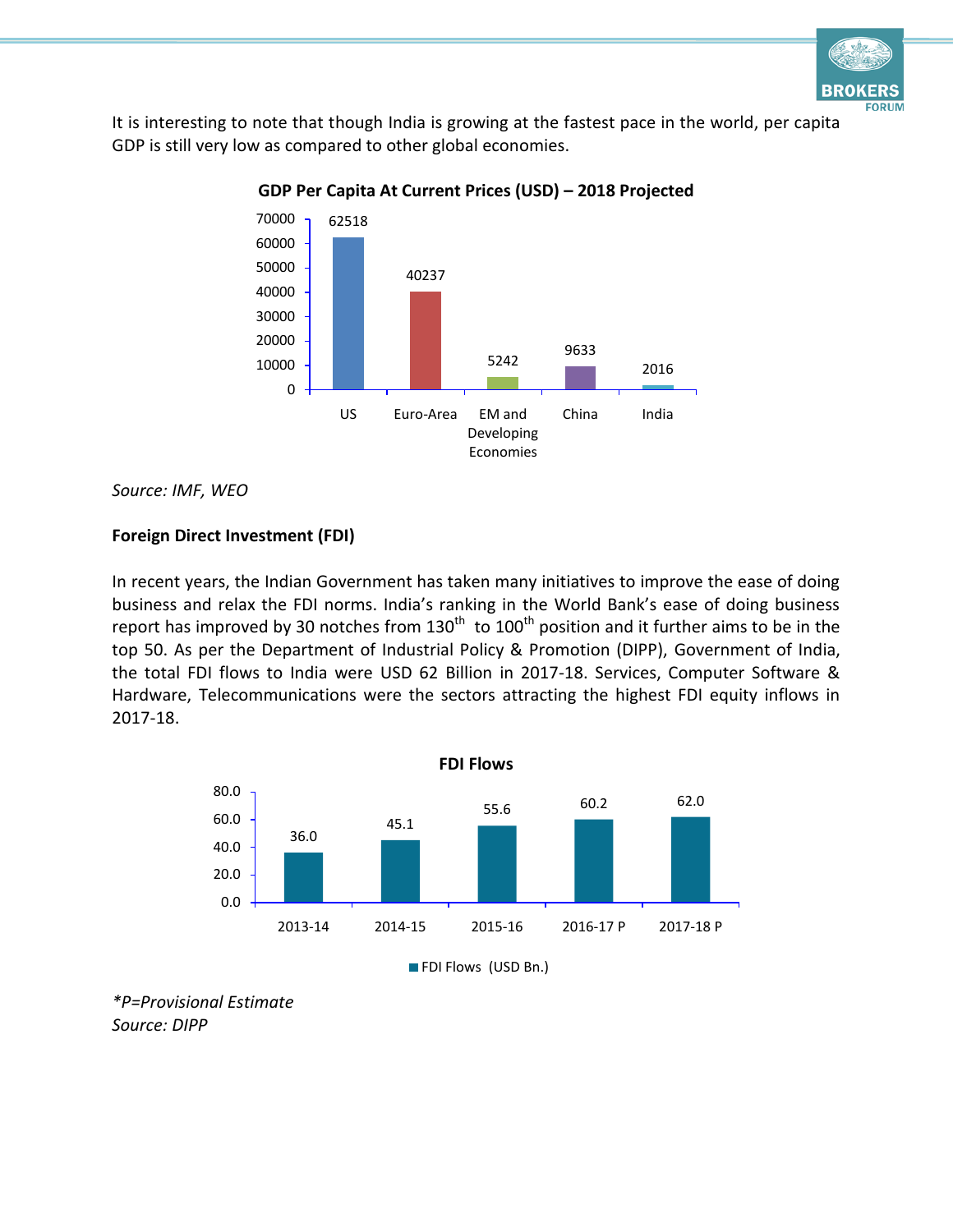It is interesting to note that though India is growing at the fastest pace in the world, per capita GDP is still very low as compared to other global economies.

**GDP Per Capita At Current Prices (USD) – 2018 Projected**

| Economy | GDP Per Capita (USD) |
|---|---|
| US | 62518 |
| Euro-Area | 40237 |
| EM and Developing Economies | 5242 |
| China | 9633 |
| India | 2016 |

*Source: IMF, WEO*

**Foreign Direct Investment (FDI)**

In recent years, the Indian Government has taken many initiatives to improve the ease of doing business and relax the FDI norms. India's ranking in the World Bank's ease of doing business report has improved by 30 notches from 130th to 100th position and it further aims to be in the top 50. As per the Department of Industrial Policy & Promotion (DIPP), Government of India, the total FDI flows to India were USD 62 Billion in 2017-18. Services, Computer Software & Hardware, Telecommunications were the sectors attracting the highest FDI equity inflows in 2017-18.

**FDI Flows**

| Year | FDI Flows (USD Bn.) |
|---|---|
| 2013-14 | 36.0 |
| 2014-15 | 45.1 |
| 2015-16 | 55.6 |
| 2016-17 P | 60.2 |
| 2017-18 P | 62.0 |

*\*P=Provisional Estimate*
*Source: DIPP*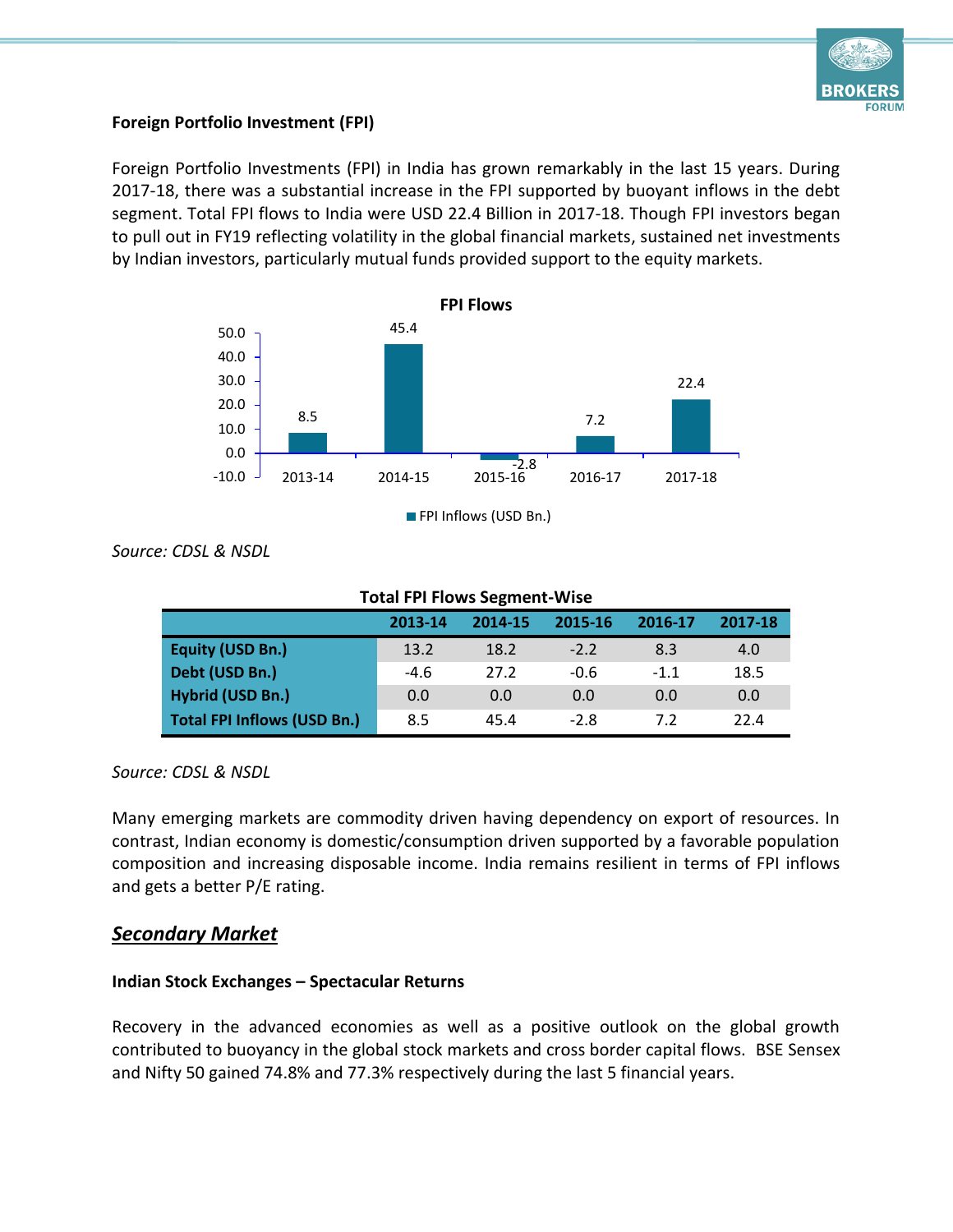**Foreign Portfolio Investment (FPI)**

Foreign Portfolio Investments (FPI) in India has grown remarkably in the last 15 years. During 2017-18, there was a substantial increase in the FPI supported by buoyant inflows in the debt segment. Total FPI flows to India were USD 22.4 Billion in 2017-18. Though FPI investors began to pull out in FY19 reflecting volatility in the global financial markets, sustained net investments by Indian investors, particularly mutual funds provided support to the equity markets.

**FPI Flows**

| | 2013-14 | 2014-15 | 2015-16 | 2016-17 | 2017-18 |
|---|---|---|---|---|---|
| FPI Inflows (USD Bn.) | 8.5 | 45.4 | -2.8 | 7.2 | 22.4 |

*Source: CDSL & NSDL*

**Total FPI Flows Segment-Wise**

| | 2013-14 | 2014-15 | 2015-16 | 2016-17 | 2017-18 |
|---|---|---|---|---|---|
| **Equity (USD Bn.)** | 13.2 | 18.2 | -2.2 | 8.3 | 4.0 |
| **Debt (USD Bn.)** | -4.6 | 27.2 | -0.6 | -1.1 | 18.5 |
| **Hybrid (USD Bn.)** | 0.0 | 0.0 | 0.0 | 0.0 | 0.0 |
| **Total FPI Inflows (USD Bn.)** | 8.5 | 45.4 | -2.8 | 7.2 | 22.4 |

*Source: CDSL & NSDL*

Many emerging markets are commodity driven having dependency on export of resources. In contrast, Indian economy is domestic/consumption driven supported by a favorable population composition and increasing disposable income. India remains resilient in terms of FPI inflows and gets a better P/E rating.

## ***Secondary Market***

**Indian Stock Exchanges – Spectacular Returns**

Recovery in the advanced economies as well as a positive outlook on the global growth contributed to buoyancy in the global stock markets and cross border capital flows. BSE Sensex and Nifty 50 gained 74.8% and 77.3% respectively during the last 5 financial years.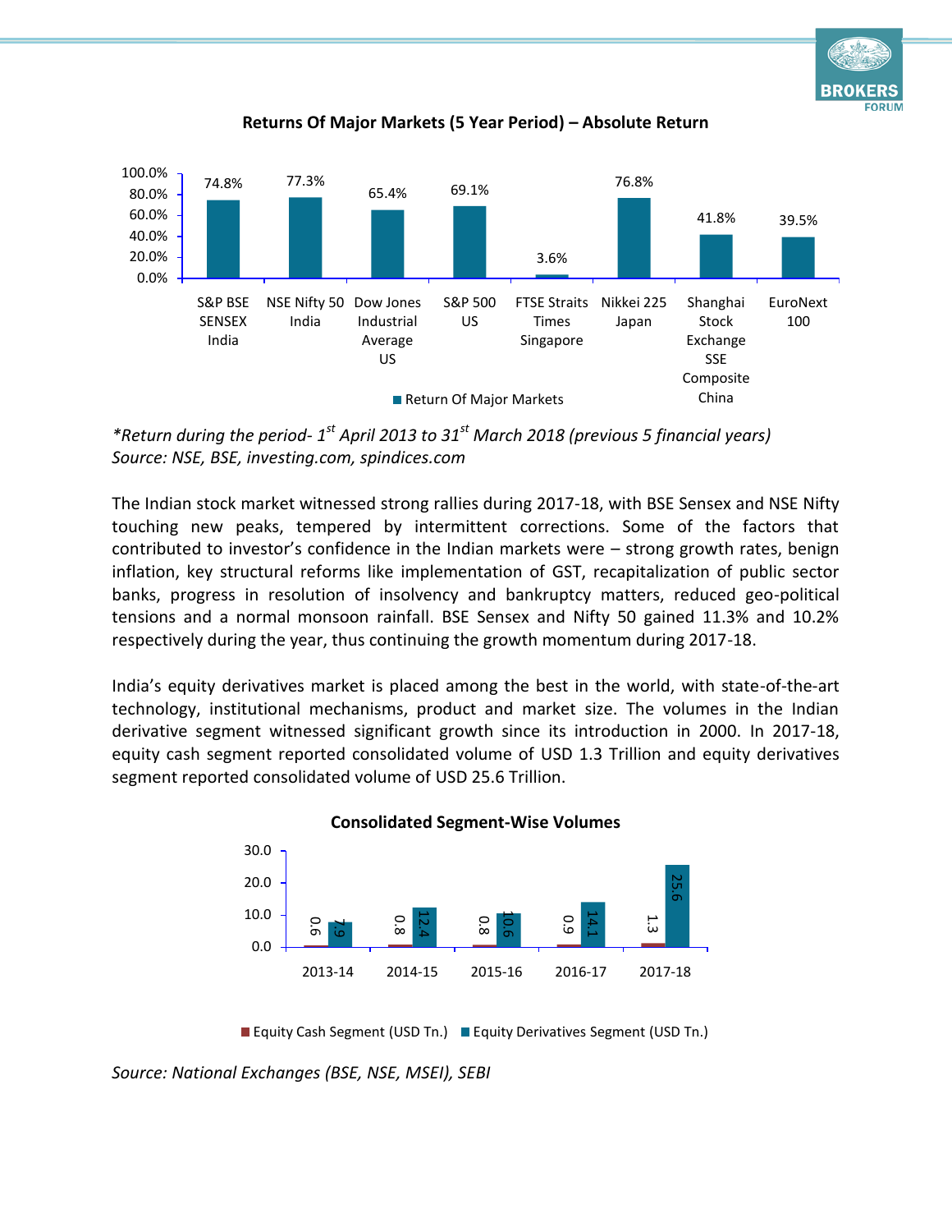**Returns Of Major Markets (5 Year Period) – Absolute Return**

| Market | Return Of Major Markets |
|---|---|
| S&P BSE SENSEX India | 74.8% |
| NSE Nifty 50 India | 77.3% |
| Dow Jones Industrial Average US | 65.4% |
| S&P 500 US | 69.1% |
| FTSE Straits Times Singapore | 3.6% |
| Nikkei 225 Japan | 76.8% |
| Shanghai Stock Exchange SSE Composite China | 41.8% |
| EuroNext 100 | 39.5% |

*\*Return during the period- 1st April 2013 to 31st March 2018 (previous 5 financial years)*
*Source: NSE, BSE, investing.com, spindices.com*

The Indian stock market witnessed strong rallies during 2017-18, with BSE Sensex and NSE Nifty touching new peaks, tempered by intermittent corrections. Some of the factors that contributed to investor's confidence in the Indian markets were – strong growth rates, benign inflation, key structural reforms like implementation of GST, recapitalization of public sector banks, progress in resolution of insolvency and bankruptcy matters, reduced geo-political tensions and a normal monsoon rainfall. BSE Sensex and Nifty 50 gained 11.3% and 10.2% respectively during the year, thus continuing the growth momentum during 2017-18.

India's equity derivatives market is placed among the best in the world, with state-of-the-art technology, institutional mechanisms, product and market size. The volumes in the Indian derivative segment witnessed significant growth since its introduction in 2000. In 2017-18, equity cash segment reported consolidated volume of USD 1.3 Trillion and equity derivatives segment reported consolidated volume of USD 25.6 Trillion.

**Consolidated Segment-Wise Volumes**

| Year | Equity Cash Segment (USD Tn.) | Equity Derivatives Segment (USD Tn.) |
|---|---|---|
| 2013-14 | 0.6 | 7.9 |
| 2014-15 | 0.8 | 12.4 |
| 2015-16 | 0.8 | 10.6 |
| 2016-17 | 0.9 | 14.1 |
| 2017-18 | 1.3 | 25.6 |

*Source: National Exchanges (BSE, NSE, MSEI), SEBI*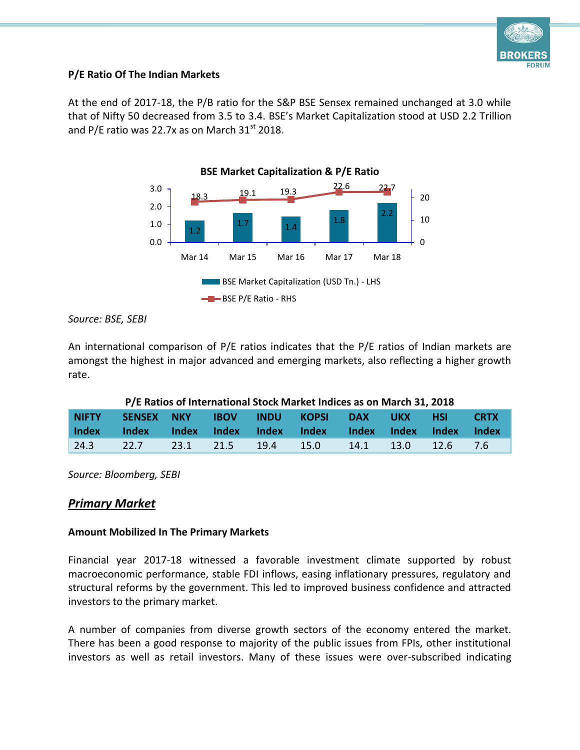### P/E Ratio Of The Indian Markets

At the end of 2017-18, the P/B ratio for the S&P BSE Sensex remained unchanged at 3.0 while that of Nifty 50 decreased from 3.5 to 3.4. BSE's Market Capitalization stood at USD 2.2 Trillion and P/E ratio was 22.7x as on March 31st 2018.

**BSE Market Capitalization & P/E Ratio**

| | Mar 14 | Mar 15 | Mar 16 | Mar 17 | Mar 18 |
|---|---|---|---|---|---|
| BSE Market Capitalization (USD Tn.) - LHS | 1.2 | 1.7 | 1.4 | 1.8 | 2.2 |
| BSE P/E Ratio - RHS | 18.3 | 19.1 | 19.3 | 22.6 | 22.7 |

*Source: BSE, SEBI*

An international comparison of P/E ratios indicates that the P/E ratios of Indian markets are amongst the highest in major advanced and emerging markets, also reflecting a higher growth rate.

**P/E Ratios of International Stock Market Indices as on March 31, 2018**

| NIFTY Index | SENSEX Index | NKY Index | IBOV Index | INDU Index | KOPSI Index | DAX Index | UKX Index | HSI Index | CRTX Index |
|---|---|---|---|---|---|---|---|---|---|
| 24.3 | 22.7 | 23.1 | 21.5 | 19.4 | 15.0 | 14.1 | 13.0 | 12.6 | 7.6 |

*Source: Bloomberg, SEBI*

## ***Primary Market***

### Amount Mobilized In The Primary Markets

Financial year 2017-18 witnessed a favorable investment climate supported by robust macroeconomic performance, stable FDI inflows, easing inflationary pressures, regulatory and structural reforms by the government. This led to improved business confidence and attracted investors to the primary market.

A number of companies from diverse growth sectors of the economy entered the market. There has been a good response to majority of the public issues from FPIs, other institutional investors as well as retail investors. Many of these issues were over-subscribed indicating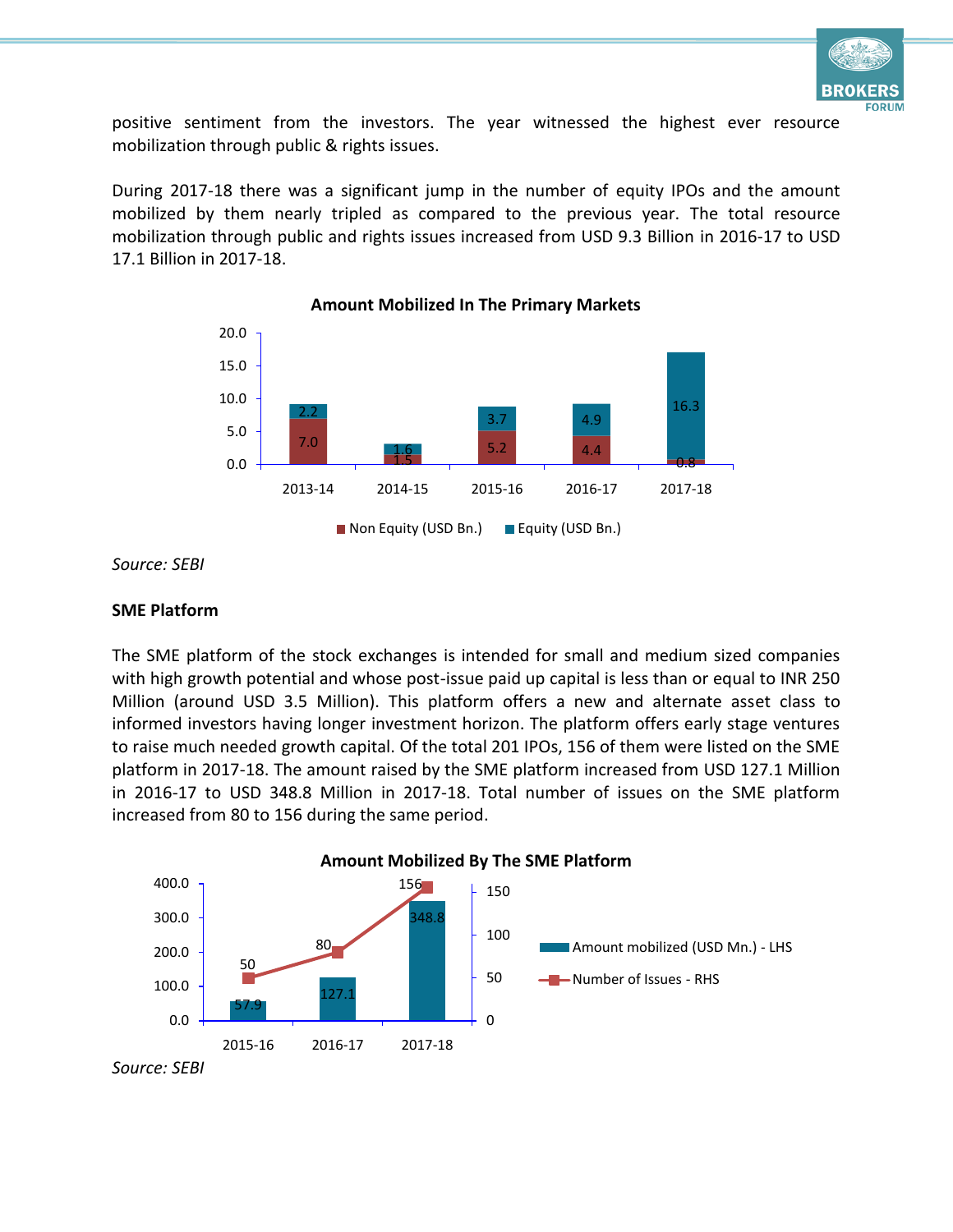positive sentiment from the investors. The year witnessed the highest ever resource mobilization through public & rights issues.

During 2017-18 there was a significant jump in the number of equity IPOs and the amount mobilized by them nearly tripled as compared to the previous year. The total resource mobilization through public and rights issues increased from USD 9.3 Billion in 2016-17 to USD 17.1 Billion in 2017-18.

**Amount Mobilized In The Primary Markets**

| Year | Non Equity (USD Bn.) | Equity (USD Bn.) |
|---|---|---|
| 2013-14 | 7.0 | 2.2 |
| 2014-15 | 1.5 | 1.6 |
| 2015-16 | 5.2 | 3.7 |
| 2016-17 | 4.4 | 4.9 |
| 2017-18 | 0.8 | 16.3 |

*Source: SEBI*

**SME Platform**

The SME platform of the stock exchanges is intended for small and medium sized companies with high growth potential and whose post-issue paid up capital is less than or equal to INR 250 Million (around USD 3.5 Million). This platform offers a new and alternate asset class to informed investors having longer investment horizon. The platform offers early stage ventures to raise much needed growth capital. Of the total 201 IPOs, 156 of them were listed on the SME platform in 2017-18. The amount raised by the SME platform increased from USD 127.1 Million in 2016-17 to USD 348.8 Million in 2017-18. Total number of issues on the SME platform increased from 80 to 156 during the same period.

**Amount Mobilized By The SME Platform**

| Year | Amount mobilized (USD Mn.) - LHS | Number of Issues - RHS |
|---|---|---|
| 2015-16 | 57.9 | 50 |
| 2016-17 | 127.1 | 80 |
| 2017-18 | 348.8 | 156 |

*Source: SEBI*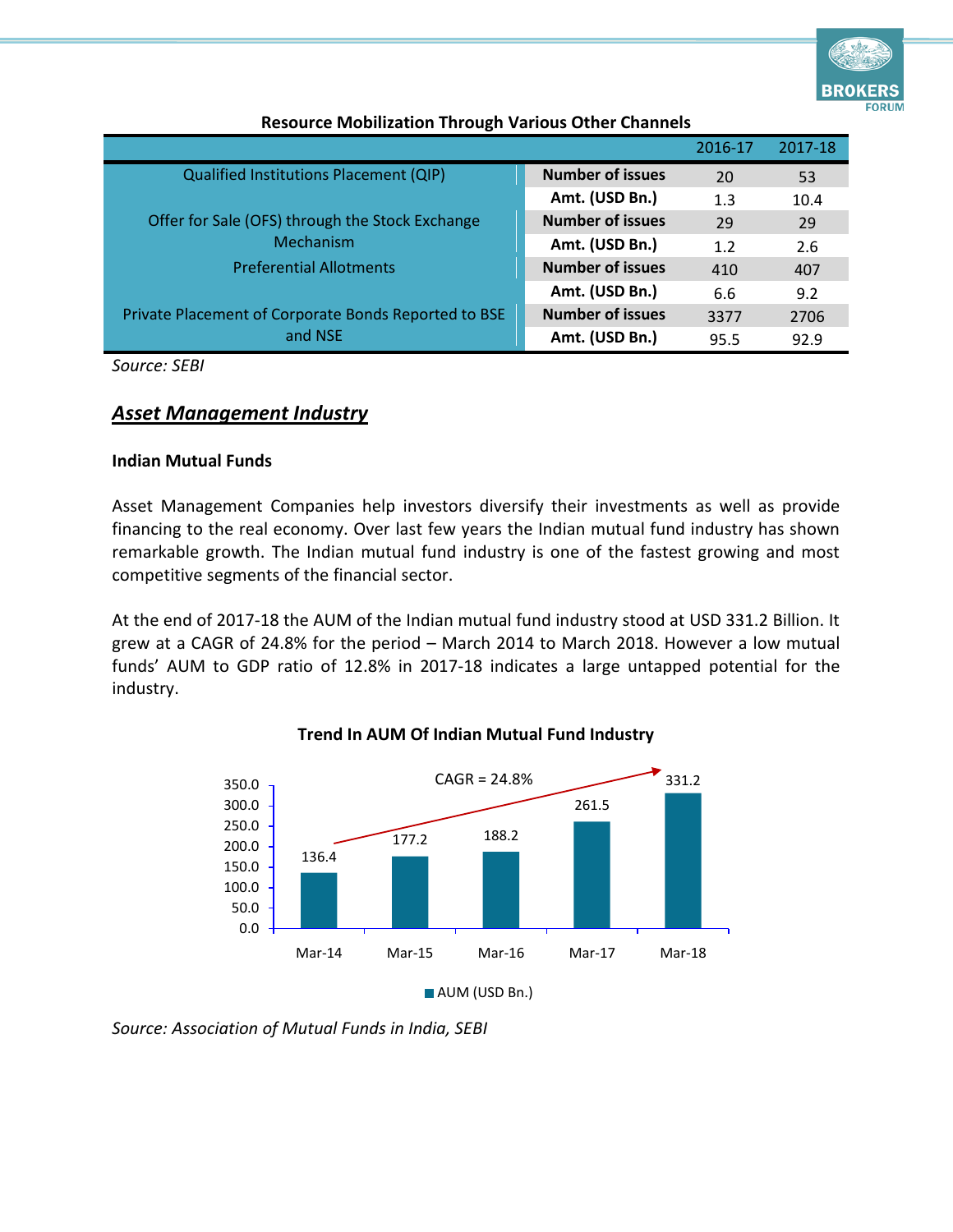**Resource Mobilization Through Various Other Channels**

| | | 2016-17 | 2017-18 |
|---|---|---|---|
| Qualified Institutions Placement (QIP) | Number of issues | 20 | 53 |
| | Amt. (USD Bn.) | 1.3 | 10.4 |
| Offer for Sale (OFS) through the Stock Exchange Mechanism | Number of issues | 29 | 29 |
| | Amt. (USD Bn.) | 1.2 | 2.6 |
| Preferential Allotments | Number of issues | 410 | 407 |
| | Amt. (USD Bn.) | 6.6 | 9.2 |
| Private Placement of Corporate Bonds Reported to BSE and NSE | Number of issues | 3377 | 2706 |
| | Amt. (USD Bn.) | 95.5 | 92.9 |

*Source: SEBI*

## ***Asset Management Industry***

### Indian Mutual Funds

Asset Management Companies help investors diversify their investments as well as provide financing to the real economy. Over last few years the Indian mutual fund industry has shown remarkable growth. The Indian mutual fund industry is one of the fastest growing and most competitive segments of the financial sector.

At the end of 2017-18 the AUM of the Indian mutual fund industry stood at USD 331.2 Billion. It grew at a CAGR of 24.8% for the period – March 2014 to March 2018. However a low mutual funds' AUM to GDP ratio of 12.8% in 2017-18 indicates a large untapped potential for the industry.

**Trend In AUM Of Indian Mutual Fund Industry**

CAGR = 24.8%

| | Mar-14 | Mar-15 | Mar-16 | Mar-17 | Mar-18 |
|---|---|---|---|---|---|
| AUM (USD Bn.) | 136.4 | 177.2 | 188.2 | 261.5 | 331.2 |

*Source: Association of Mutual Funds in India, SEBI*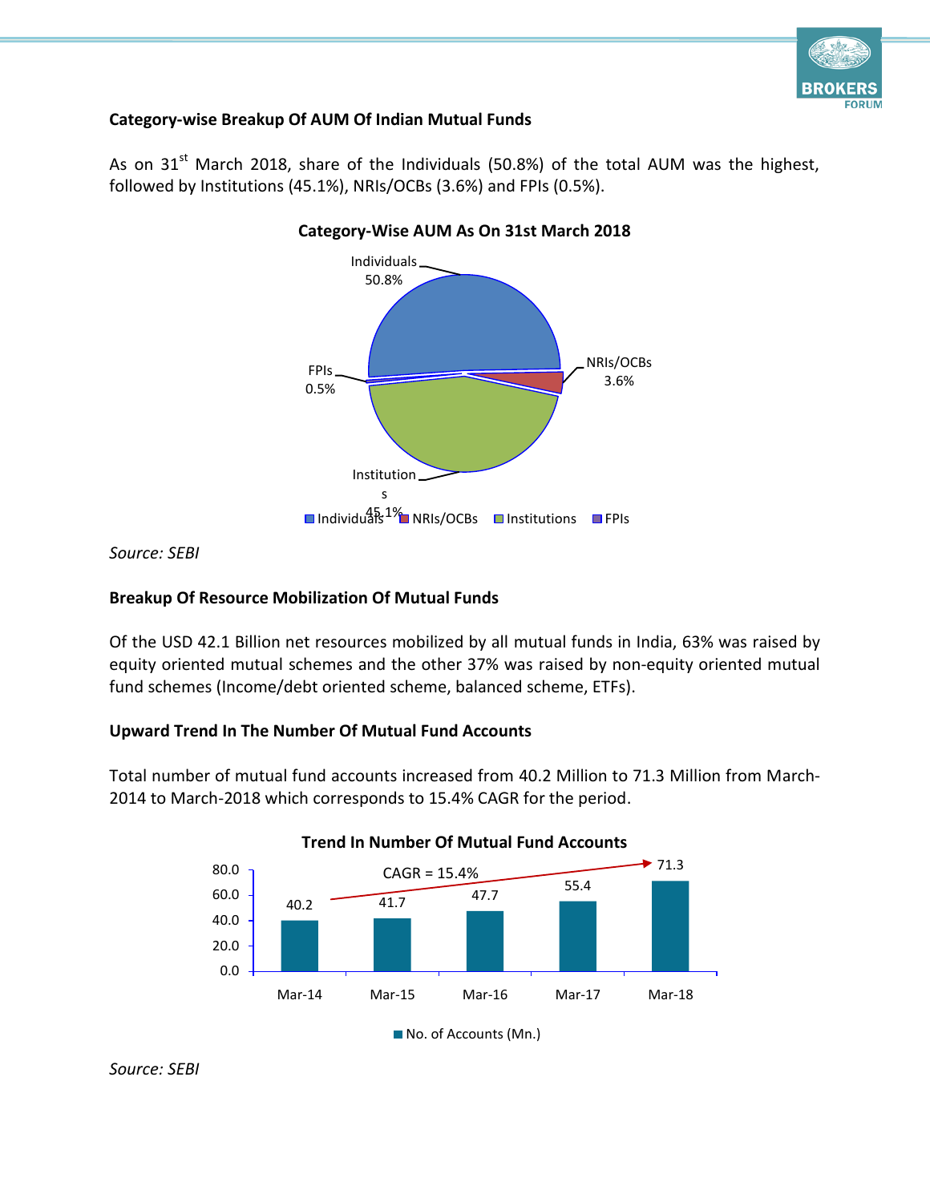### Category-wise Breakup Of AUM Of Indian Mutual Funds

As on 31st March 2018, share of the Individuals (50.8%) of the total AUM was the highest, followed by Institutions (45.1%), NRIs/OCBs (3.6%) and FPIs (0.5%).

**Category-Wise AUM As On 31st March 2018**

| Category | Share |
|---|---|
| Individuals | 50.8% |
| NRIs/OCBs | 3.6% |
| Institutions | 45.1% |
| FPIs | 0.5% |

*Source: SEBI*

### Breakup Of Resource Mobilization Of Mutual Funds

Of the USD 42.1 Billion net resources mobilized by all mutual funds in India, 63% was raised by equity oriented mutual schemes and the other 37% was raised by non-equity oriented mutual fund schemes (Income/debt oriented scheme, balanced scheme, ETFs).

### Upward Trend In The Number Of Mutual Fund Accounts

Total number of mutual fund accounts increased from 40.2 Million to 71.3 Million from March-2014 to March-2018 which corresponds to 15.4% CAGR for the period.

**Trend In Number Of Mutual Fund Accounts**

| | Mar-14 | Mar-15 | Mar-16 | Mar-17 | Mar-18 |
|---|---|---|---|---|---|
| No. of Accounts (Mn.) | 40.2 | 41.7 | 47.7 | 55.4 | 71.3 |

CAGR = 15.4%

*Source: SEBI*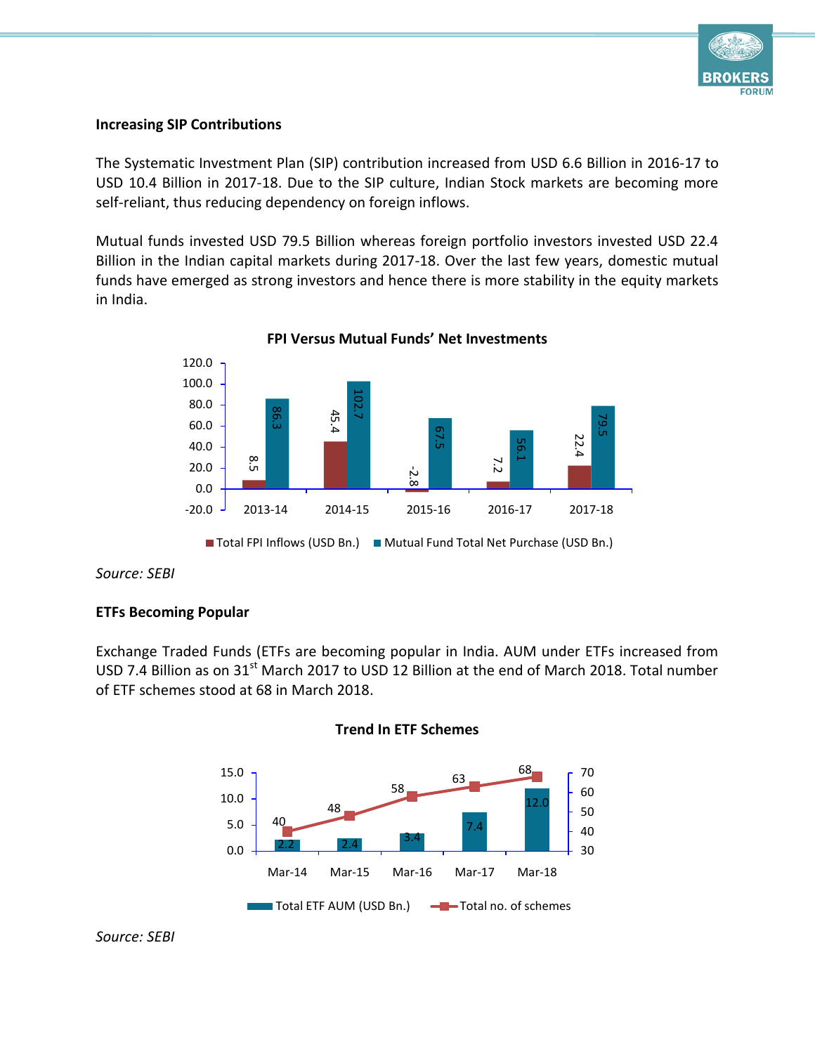### Increasing SIP Contributions

The Systematic Investment Plan (SIP) contribution increased from USD 6.6 Billion in 2016-17 to USD 10.4 Billion in 2017-18. Due to the SIP culture, Indian Stock markets are becoming more self-reliant, thus reducing dependency on foreign inflows.

Mutual funds invested USD 79.5 Billion whereas foreign portfolio investors invested USD 22.4 Billion in the Indian capital markets during 2017-18. Over the last few years, domestic mutual funds have emerged as strong investors and hence there is more stability in the equity markets in India.

**FPI Versus Mutual Funds' Net Investments**

| | 2013-14 | 2014-15 | 2015-16 | 2016-17 | 2017-18 |
|---|---|---|---|---|---|
| Total FPI Inflows (USD Bn.) | 8.5 | 45.4 | -2.8 | 7.2 | 22.4 |
| Mutual Fund Total Net Purchase (USD Bn.) | 86.3 | 102.7 | 67.5 | 56.1 | 79.5 |

*Source: SEBI*

### ETFs Becoming Popular

Exchange Traded Funds (ETFs are becoming popular in India. AUM under ETFs increased from USD 7.4 Billion as on 31st March 2017 to USD 12 Billion at the end of March 2018. Total number of ETF schemes stood at 68 in March 2018.

**Trend In ETF Schemes**

| | Mar-14 | Mar-15 | Mar-16 | Mar-17 | Mar-18 |
|---|---|---|---|---|---|
| Total ETF AUM (USD Bn.) | 2.2 | 2.4 | 3.4 | 7.4 | 12.0 |
| Total no. of schemes | 40 | 48 | 58 | 63 | 68 |

*Source: SEBI*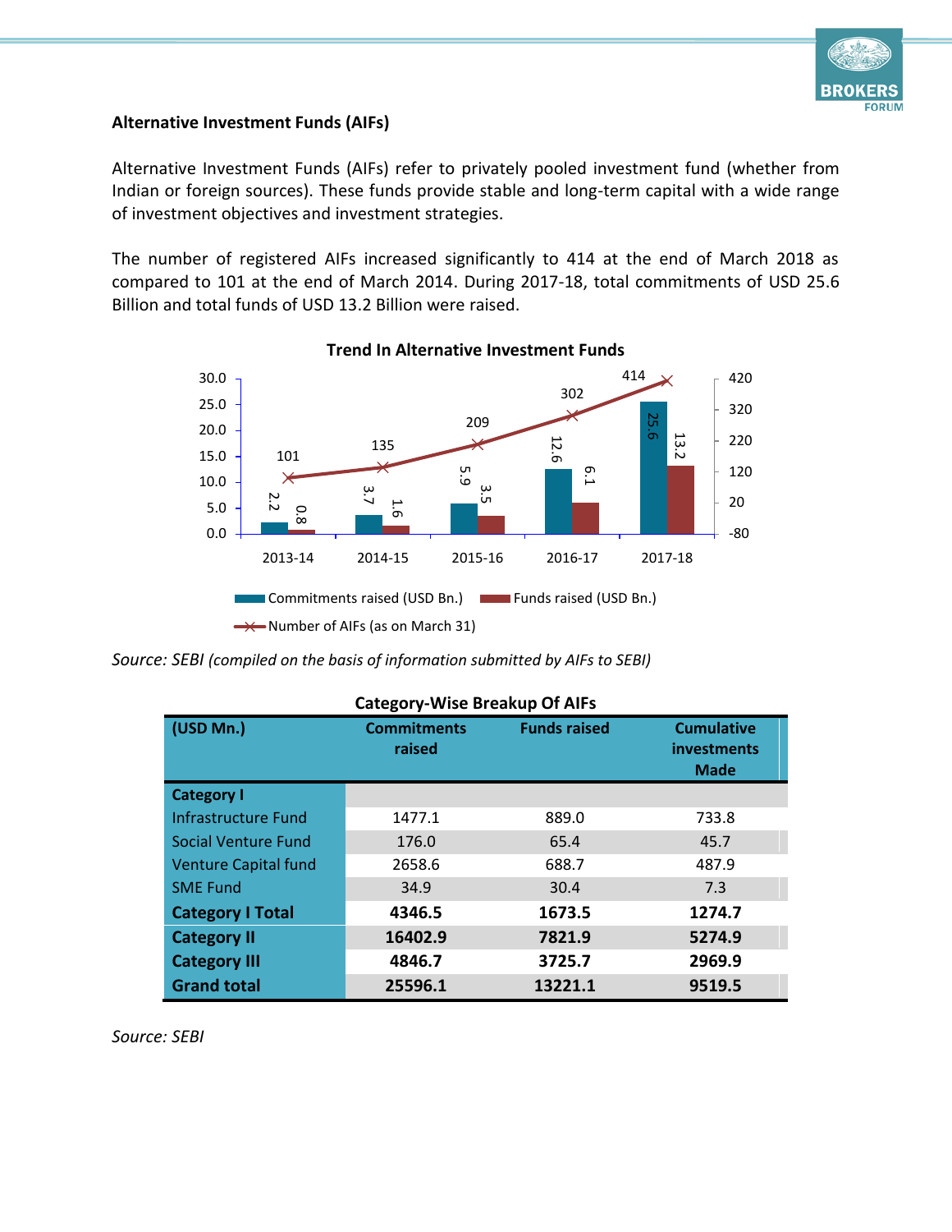## Alternative Investment Funds (AIFs)

Alternative Investment Funds (AIFs) refer to privately pooled investment fund (whether from Indian or foreign sources). These funds provide stable and long-term capital with a wide range of investment objectives and investment strategies.

The number of registered AIFs increased significantly to 414 at the end of March 2018 as compared to 101 at the end of March 2014. During 2017-18, total commitments of USD 25.6 Billion and total funds of USD 13.2 Billion were raised.

**Trend In Alternative Investment Funds**

| Year | Commitments raised (USD Bn.) | Funds raised (USD Bn.) | Number of AIFs (as on March 31) |
|---|---|---|---|
| 2013-14 | 2.2 | 0.8 | 101 |
| 2014-15 | 3.7 | 1.6 | 135 |
| 2015-16 | 5.9 | 3.5 | 209 |
| 2016-17 | 12.6 | 6.1 | 302 |
| 2017-18 | 25.6 | 13.2 | 414 |

*Source: SEBI (compiled on the basis of information submitted by AIFs to SEBI)*

**Category-Wise Breakup Of AIFs**

| (USD Mn.) | Commitments raised | Funds raised | Cumulative investments Made |
|---|---|---|---|
| **Category I** | | | |
| Infrastructure Fund | 1477.1 | 889.0 | 733.8 |
| Social Venture Fund | 176.0 | 65.4 | 45.7 |
| Venture Capital fund | 2658.6 | 688.7 | 487.9 |
| SME Fund | 34.9 | 30.4 | 7.3 |
| **Category I Total** | **4346.5** | **1673.5** | **1274.7** |
| **Category II** | **16402.9** | **7821.9** | **5274.9** |
| **Category III** | **4846.7** | **3725.7** | **2969.9** |
| **Grand total** | **25596.1** | **13221.1** | **9519.5** |

*Source: SEBI*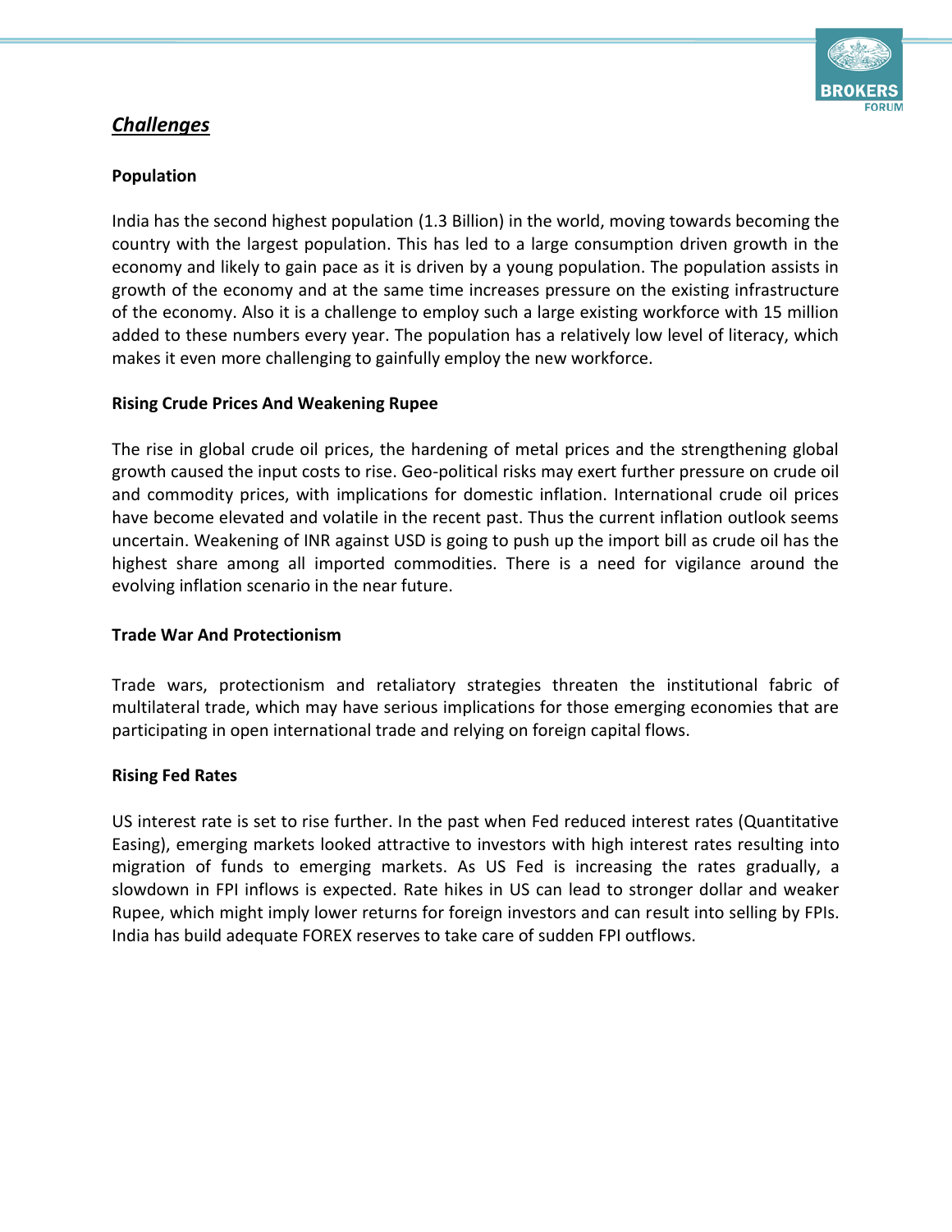## ***Challenges***

### Population

India has the second highest population (1.3 Billion) in the world, moving towards becoming the country with the largest population. This has led to a large consumption driven growth in the economy and likely to gain pace as it is driven by a young population. The population assists in growth of the economy and at the same time increases pressure on the existing infrastructure of the economy. Also it is a challenge to employ such a large existing workforce with 15 million added to these numbers every year. The population has a relatively low level of literacy, which makes it even more challenging to gainfully employ the new workforce.

### Rising Crude Prices And Weakening Rupee

The rise in global crude oil prices, the hardening of metal prices and the strengthening global growth caused the input costs to rise. Geo-political risks may exert further pressure on crude oil and commodity prices, with implications for domestic inflation. International crude oil prices have become elevated and volatile in the recent past. Thus the current inflation outlook seems uncertain. Weakening of INR against USD is going to push up the import bill as crude oil has the highest share among all imported commodities. There is a need for vigilance around the evolving inflation scenario in the near future.

### Trade War And Protectionism

Trade wars, protectionism and retaliatory strategies threaten the institutional fabric of multilateral trade, which may have serious implications for those emerging economies that are participating in open international trade and relying on foreign capital flows.

### Rising Fed Rates

US interest rate is set to rise further. In the past when Fed reduced interest rates (Quantitative Easing), emerging markets looked attractive to investors with high interest rates resulting into migration of funds to emerging markets. As US Fed is increasing the rates gradually, a slowdown in FPI inflows is expected. Rate hikes in US can lead to stronger dollar and weaker Rupee, which might imply lower returns for foreign investors and can result into selling by FPIs. India has build adequate FOREX reserves to take care of sudden FPI outflows.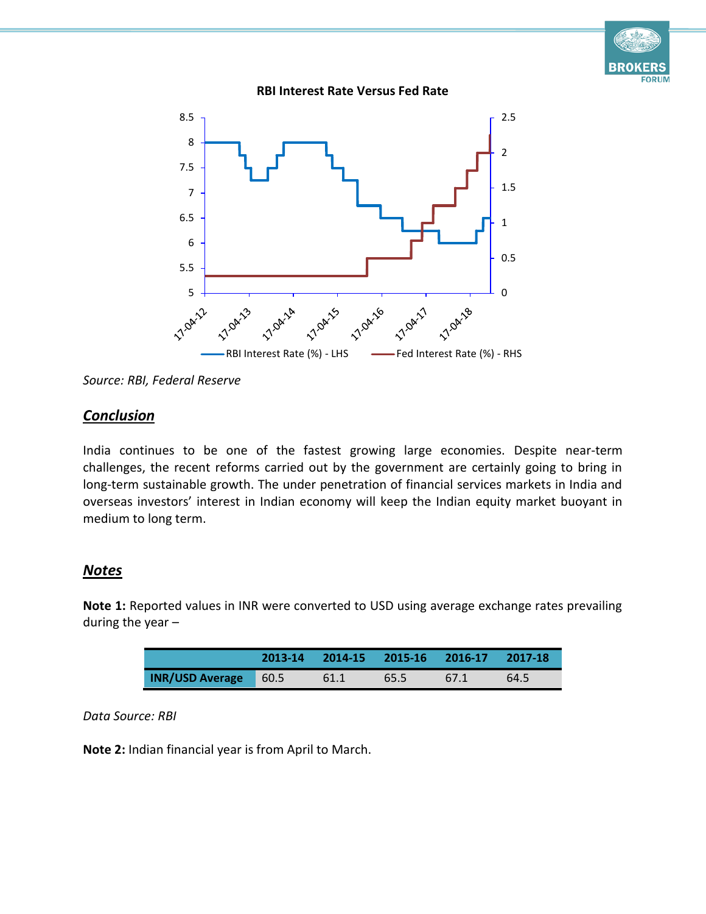RBI Interest Rate Versus Fed Rate

8.5
8
7.5
7
6.5
6
5.5
5

2.5
2
1.5
1
0.5
0

17-04-12
17-04-13
17-04-14
17-04-15
17-04-16
17-04-17
17-04-18

RBI Interest Rate (%) - LHS
Fed Interest Rate (%) - RHS

*Source: RBI, Federal Reserve*

## ***Conclusion***

India continues to be one of the fastest growing large economies. Despite near-term challenges, the recent reforms carried out by the government are certainly going to bring in long-term sustainable growth. The under penetration of financial services markets in India and overseas investors' interest in Indian economy will keep the Indian equity market buoyant in medium to long term.

## ***Notes***

**Note 1:** Reported values in INR were converted to USD using average exchange rates prevailing during the year –

| | 2013-14 | 2014-15 | 2015-16 | 2016-17 | 2017-18 |
|---|---|---|---|---|---|
| **INR/USD Average** | 60.5 | 61.1 | 65.5 | 67.1 | 64.5 |

*Data Source: RBI*

**Note 2:** Indian financial year is from April to March.